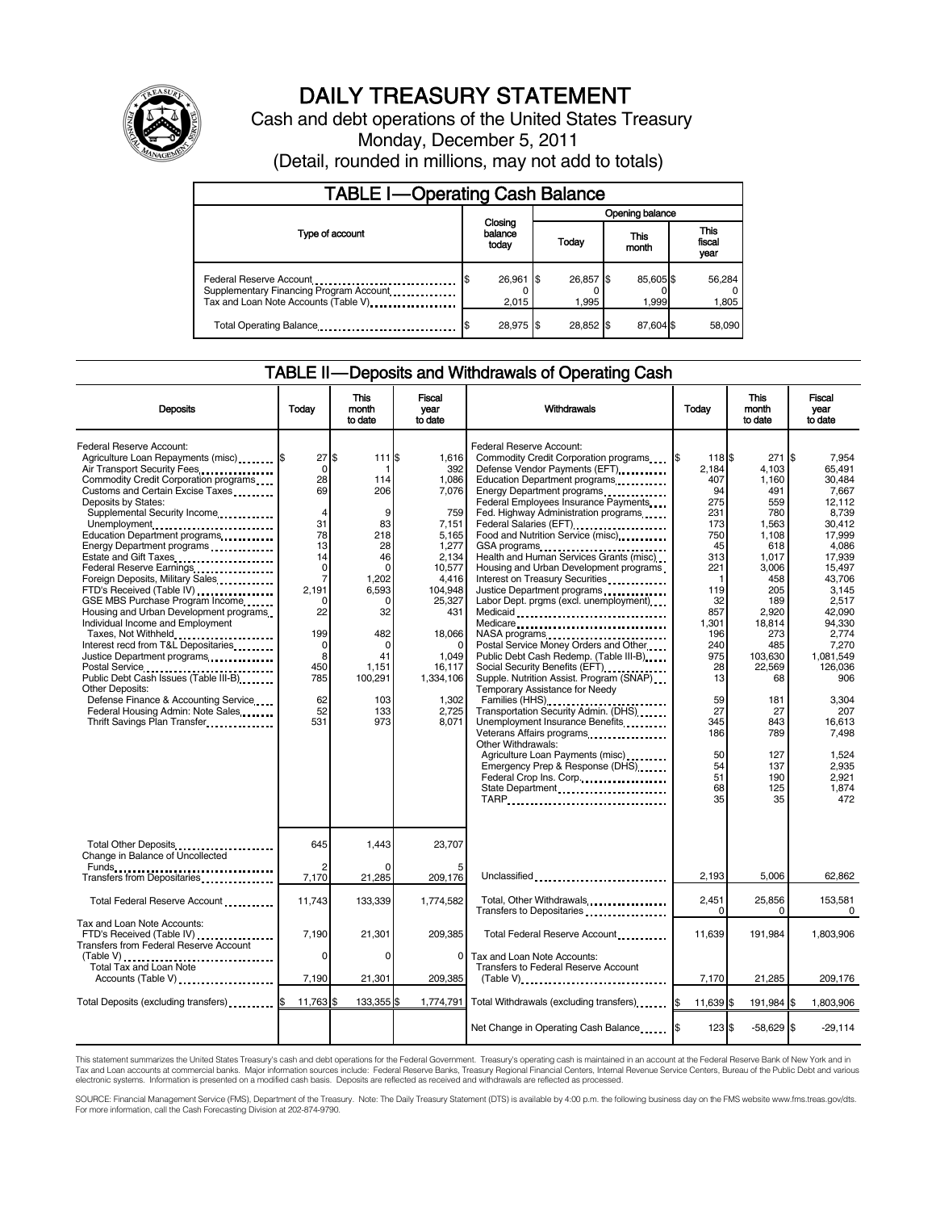# DAILY TREASURY STATEMENT

Cash and debt operations of the United States Treasury

Monday, December 5, 2011

(Detail, rounded in millions, may not add to totals)

## TABLE I—Operating Cash Balance

| Type of account | Closing balance today | Opening balance Today | Opening balance This month | Opening balance This fiscal year |
|---|---|---|---|---|
| Federal Reserve Account | $ 26,961 | $ 26,857 | $ 85,605 | $ 56,284 |
| Supplementary Financing Program Account | 0 | 0 | 0 | 0 |
| Tax and Loan Note Accounts (Table V) | 2,015 | 1,995 | 1,999 | 1,805 |
| Total Operating Balance | $ 28,975 | $ 28,852 | $ 87,604 | $ 58,090 |

## TABLE II—Deposits and Withdrawals of Operating Cash

| Deposits | Today | This month to date | Fiscal year to date |
|---|---|---|---|
| Federal Reserve Account: | | | |
| Agriculture Loan Repayments (misc) | $ 27 | $ 111 | $ 1,616 |
| Air Transport Security Fees | 0 | 1 | 392 |
| Commodity Credit Corporation programs | 28 | 114 | 1,086 |
| Customs and Certain Excise Taxes | 69 | 206 | 7,076 |
| Deposits by States: | | | |
| Supplemental Security Income | 4 | 9 | 759 |
| Unemployment | 31 | 83 | 7,151 |
| Education Department programs | 78 | 218 | 5,165 |
| Energy Department programs | 13 | 28 | 1,277 |
| Estate and Gift Taxes | 14 | 46 | 2,134 |
| Federal Reserve Earnings | 0 | 0 | 10,577 |
| Foreign Deposits, Military Sales | 7 | 1,202 | 4,416 |
| FTD's Received (Table IV) | 2,191 | 6,593 | 104,948 |
| GSE MBS Purchase Program Income | 0 | 0 | 25,327 |
| Housing and Urban Development programs | 22 | 32 | 431 |
| Individual Income and Employment Taxes, Not Withheld | 199 | 482 | 18,066 |
| Interest recd from T&L Depositaries | 0 | 0 | 0 |
| Justice Department programs | 8 | 41 | 1,049 |
| Postal Service | 450 | 1,151 | 16,117 |
| Public Debt Cash Issues (Table III-B) | 785 | 100,291 | 1,334,106 |
| Other Deposits: | | | |
| Defense Finance & Accounting Service | 62 | 103 | 1,302 |
| Federal Housing Admin: Note Sales | 52 | 133 | 2,725 |
| Thrift Savings Plan Transfer | 531 | 973 | 8,071 |
| Total Other Deposits | 645 | 1,443 | 23,707 |
| Change in Balance of Uncollected Funds | 2 | 0 | 5 |
| Transfers from Depositaries | 7,170 | 21,285 | 209,176 |
| Total Federal Reserve Account | 11,743 | 133,339 | 1,774,582 |
| Tax and Loan Note Accounts: | | | |
| FTD's Received (Table IV) | 7,190 | 21,301 | 209,385 |
| Transfers from Federal Reserve Account (Table V) | 0 | 0 | 0 |
| Total Tax and Loan Note Accounts (Table V) | 7,190 | 21,301 | 209,385 |
| Total Deposits (excluding transfers) | $ 11,763 | $ 133,355 | $ 1,774,791 |

| Withdrawals | Today | This month to date | Fiscal year to date |
|---|---|---|---|
| Federal Reserve Account: | | | |
| Commodity Credit Corporation programs | $ 118 | $ 271 | $ 7,954 |
| Defense Vendor Payments (EFT) | 2,184 | 4,103 | 65,491 |
| Education Department programs | 407 | 1,160 | 30,484 |
| Energy Department programs | 94 | 491 | 7,667 |
| Federal Employees Insurance Payments | 275 | 559 | 12,112 |
| Fed. Highway Administration programs | 231 | 780 | 8,739 |
| Federal Salaries (EFT) | 173 | 1,563 | 30,412 |
| Food and Nutrition Service (misc) | 750 | 1,108 | 17,999 |
| GSA programs | 45 | 618 | 4,086 |
| Health and Human Services Grants (misc) | 313 | 1,017 | 17,939 |
| Housing and Urban Development programs | 221 | 3,006 | 15,497 |
| Interest on Treasury Securities | 1 | 458 | 43,706 |
| Justice Department programs | 119 | 205 | 3,145 |
| Labor Dept. prgms (excl. unemployment) | 32 | 189 | 2,517 |
| Medicaid | 857 | 2,920 | 42,090 |
| Medicare | 1,301 | 18,814 | 94,330 |
| NASA programs | 196 | 273 | 2,774 |
| Postal Service Money Orders and Other | 240 | 485 | 7,270 |
| Public Debt Cash Redemp. (Table III-B) | 975 | 103,630 | 1,081,549 |
| Social Security Benefits (EFT) | 28 | 22,569 | 126,036 |
| Supple. Nutrition Assist. Program (SNAP) | 13 | 68 | 906 |
| Temporary Assistance for Needy Families (HHS) | 59 | 181 | 3,304 |
| Transportation Security Admin. (DHS) | 27 | 27 | 207 |
| Unemployment Insurance Benefits | 345 | 843 | 16,613 |
| Veterans Affairs programs | 186 | 789 | 7,498 |
| Other Withdrawals: | | | |
| Agriculture Loan Payments (misc) | 50 | 127 | 1,524 |
| Emergency Prep & Response (DHS) | 54 | 137 | 2,935 |
| Federal Crop Ins. Corp. | 51 | 190 | 2,921 |
| State Department | 68 | 125 | 1,874 |
| TARP | 35 | 35 | 472 |
| Unclassified | 2,193 | 5,006 | 62,862 |
| Total, Other Withdrawals | 2,451 | 25,856 | 153,581 |
| Transfers to Depositaries | 0 | 0 | 0 |
| Total Federal Reserve Account | 11,639 | 191,984 | 1,803,906 |
| Tax and Loan Note Accounts: | | | |
| Transfers to Federal Reserve Account (Table V) | 7,170 | 21,285 | 209,176 |
| Total Withdrawals (excluding transfers) | $ 11,639 | $ 191,984 | $ 1,803,906 |
| Net Change in Operating Cash Balance | $ 123 | $ -58,629 | $ -29,114 |

This statement summarizes the United States Treasury's cash and debt operations for the Federal Government. Treasury's operating cash is maintained in an account at the Federal Reserve Bank of New York and in Tax and Loan accounts at commercial banks. Major information sources include: Federal Reserve Banks, Treasury Regional Financial Centers, Internal Revenue Service Centers, Bureau of the Public Debt and various electronic systems. Information is presented on a modified cash basis. Deposits are reflected as received and withdrawals are reflected as processed.

SOURCE: Financial Management Service (FMS), Department of the Treasury. Note: The Daily Treasury Statement (DTS) is available by 4:00 p.m. the following business day on the FMS website www.fms.treas.gov/dts. For more information, call the Cash Forecasting Division at 202-874-9790.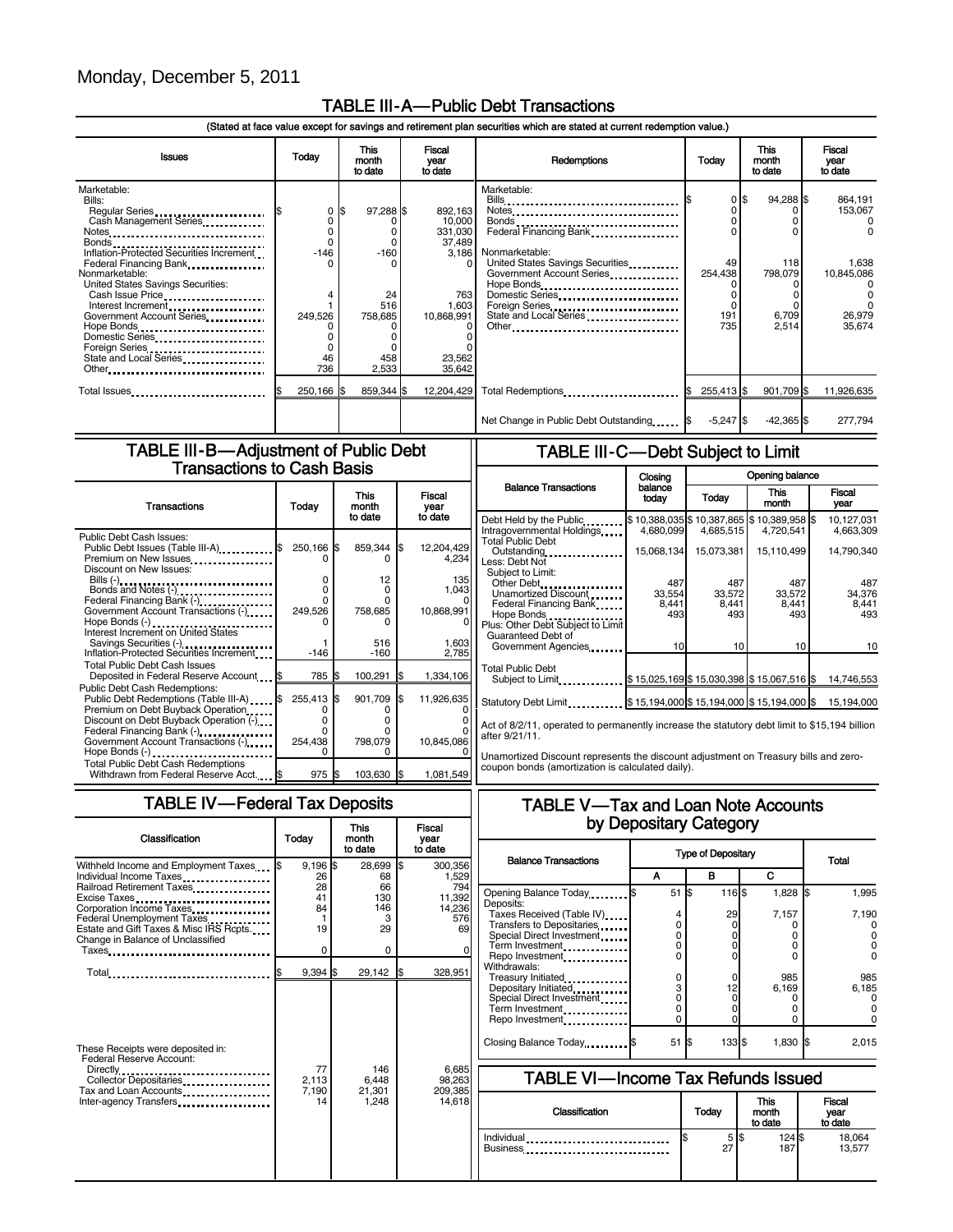Monday, December 5, 2011

## TABLE III-A—Public Debt Transactions

(Stated at face value except for savings and retirement plan securities which are stated at current redemption value.)

| Issues | Today | This month to date | Fiscal year to date |
|---|---|---|---|
| Marketable: | | | |
| Bills: | | | |
| Regular Series | $ 0 | $ 97,288 | $ 892,163 |
| Cash Management Series | 0 | 0 | 10,000 |
| Notes | 0 | 0 | 331,030 |
| Bonds | 0 | 0 | 37,489 |
| Inflation-Protected Securities Increment | -146 | -160 | 3,186 |
| Federal Financing Bank | 0 | 0 | 0 |
| Nonmarketable: | | | |
| United States Savings Securities: | | | |
| Cash Issue Price | 4 | 24 | 763 |
| Interest Increment | 1 | 516 | 1,603 |
| Government Account Series | 249,526 | 758,685 | 10,868,991 |
| Hope Bonds | 0 | 0 | 0 |
| Domestic Series | 0 | 0 | 0 |
| Foreign Series | 0 | 0 | 0 |
| State and Local Series | 46 | 458 | 23,562 |
| Other | 736 | 2,533 | 35,642 |
| Total Issues | $ 250,166 | $ 859,344 | $ 12,204,429 |

| Redemptions | Today | This month to date | Fiscal year to date |
|---|---|---|---|
| Marketable: | | | |
| Bills | $ 0 | $ 94,288 | $ 864,191 |
| Notes | 0 | 0 | 153,067 |
| Bonds | 0 | 0 | 0 |
| Federal Financing Bank | 0 | 0 | 0 |
| Nonmarketable: | | | |
| United States Savings Securities | 49 | 118 | 1,638 |
| Government Account Series | 254,438 | 798,079 | 10,845,086 |
| Hope Bonds | 0 | 0 | 0 |
| Domestic Series | 0 | 0 | 0 |
| Foreign Series | 0 | 0 | 0 |
| State and Local Series | 191 | 6,709 | 26,979 |
| Other | 735 | 2,514 | 35,674 |
| Total Redemptions | $ 255,413 | $ 901,709 | $ 11,926,635 |
| Net Change in Public Debt Outstanding | $ -5,247 | $ -42,365 | $ 277,794 |

## TABLE III-B—Adjustment of Public Debt Transactions to Cash Basis

| Transactions | Today | This month to date | Fiscal year to date |
|---|---|---|---|
| Public Debt Cash Issues: | | | |
| Public Debt Issues (Table III-A) | $ 250,166 | $ 859,344 | $ 12,204,429 |
| Premium on New Issues | 0 | 0 | 4,234 |
| Discount on New Issues: | | | |
| Bills (-) | 0 | 12 | 135 |
| Bonds and Notes (-) | 0 | 0 | 1,043 |
| Federal Financing Bank (-) | 0 | 0 | 0 |
| Government Account Transactions (-) | 249,526 | 758,685 | 10,868,991 |
| Hope Bonds (-) | 0 | 0 | 0 |
| Interest Increment on United States Savings Securities (-) | 1 | 516 | 1,603 |
| Inflation-Protected Securities Increment | -146 | -160 | 2,785 |
| Total Public Debt Cash Issues Deposited in Federal Reserve Account | $ 785 | $ 100,291 | $ 1,334,106 |
| Public Debt Cash Redemptions: | | | |
| Public Debt Redemptions (Table III-A) | $ 255,413 | $ 901,709 | $ 11,926,635 |
| Premium on Debt Buyback Operation | 0 | 0 | 0 |
| Discount on Debt Buyback Operation (-) | 0 | 0 | 0 |
| Federal Financing Bank (-) | 0 | 0 | 0 |
| Government Account Transactions (-) | 254,438 | 798,079 | 10,845,086 |
| Hope Bonds (-) | 0 | 0 | 0 |
| Total Public Debt Cash Redemptions Withdrawn from Federal Reserve Acct. | $ 975 | $ 103,630 | $ 1,081,549 |

## TABLE III-C—Debt Subject to Limit

| Balance Transactions | Closing balance today | Opening balance | | |
|---|---|---|---|---|
| | | Today | This month | Fiscal year |
| Debt Held by the Public | $ 10,388,035 | $ 10,387,865 | $ 10,389,958 | $ 10,127,031 |
| Intragovernmental Holdings | 4,680,099 | 4,685,515 | 4,720,541 | 4,663,309 |
| Total Public Debt Outstanding | 15,068,134 | 15,073,381 | 15,110,499 | 14,790,340 |
| Less: Debt Not Subject to Limit: | | | | |
| Other Debt | 487 | 487 | 487 | 487 |
| Unamortized Discount | 33,554 | 33,572 | 33,572 | 34,376 |
| Federal Financing Bank | 8,441 | 8,441 | 8,441 | 8,441 |
| Hope Bonds | 493 | 493 | 493 | 493 |
| Plus: Other Debt Subject to Limit Guaranteed Debt of Government Agencies | 10 | 10 | 10 | 10 |
| Total Public Debt Subject to Limit | $ 15,025,169 | $ 15,030,398 | $ 15,067,516 | $ 14,746,553 |
| Statutory Debt Limit | $ 15,194,000 | $ 15,194,000 | $ 15,194,000 | $ 15,194,000 |

Act of 8/2/11, operated to permanently increase the statutory debt limit to $15,194 billion after 9/21/11.

Unamortized Discount represents the discount adjustment on Treasury bills and zero-coupon bonds (amortization is calculated daily).

## TABLE IV—Federal Tax Deposits

| Classification | Today | This month to date | Fiscal year to date |
|---|---|---|---|
| Withheld Income and Employment Taxes | $ 9,196 | $ 28,699 | $ 300,356 |
| Individual Income Taxes | 26 | 68 | 1,529 |
| Railroad Retirement Taxes | 28 | 66 | 794 |
| Excise Taxes | 41 | 130 | 11,392 |
| Corporation Income Taxes | 84 | 146 | 14,236 |
| Federal Unemployment Taxes | 1 | 3 | 576 |
| Estate and Gift Taxes & Misc IRS Rcpts. | 19 | 29 | 69 |
| Change in Balance of Unclassified Taxes | 0 | 0 | 0 |
| Total | $ 9,394 | $ 29,142 | $ 328,951 |
| These Receipts were deposited in: | | | |
| Federal Reserve Account: | | | |
| Directly | 77 | 146 | 6,685 |
| Collector Depositaries | 2,113 | 6,448 | 98,263 |
| Tax and Loan Accounts | 7,190 | 21,301 | 209,385 |
| Inter-agency Transfers | 14 | 1,248 | 14,618 |

## TABLE V—Tax and Loan Note Accounts by Depositary Category

| Balance Transactions | Type of Depositary | | | Total |
|---|---|---|---|---|
| | A | B | C | |
| Opening Balance Today | $ 51 | $ 116 | $ 1,828 | $ 1,995 |
| Deposits: | | | | |
| Taxes Received (Table IV) | 4 | 29 | 7,157 | 7,190 |
| Transfers to Depositaries | 0 | 0 | 0 | 0 |
| Special Direct Investment | 0 | 0 | 0 | 0 |
| Term Investment | 0 | 0 | 0 | 0 |
| Repo Investment | 0 | 0 | 0 | 0 |
| Withdrawals: | | | | |
| Treasury Initiated | 0 | 0 | 985 | 985 |
| Depositary Initiated | 3 | 12 | 6,169 | 6,185 |
| Special Direct Investment | 0 | 0 | 0 | 0 |
| Term Investment | 0 | 0 | 0 | 0 |
| Repo Investment | 0 | 0 | 0 | 0 |
| Closing Balance Today | $ 51 | $ 133 | $ 1,830 | $ 2,015 |

## TABLE VI—Income Tax Refunds Issued

| Classification | Today | This month to date | Fiscal year to date |
|---|---|---|---|
| Individual | $ 5 | $ 124 | $ 18,064 |
| Business | 27 | 187 | 13,577 |